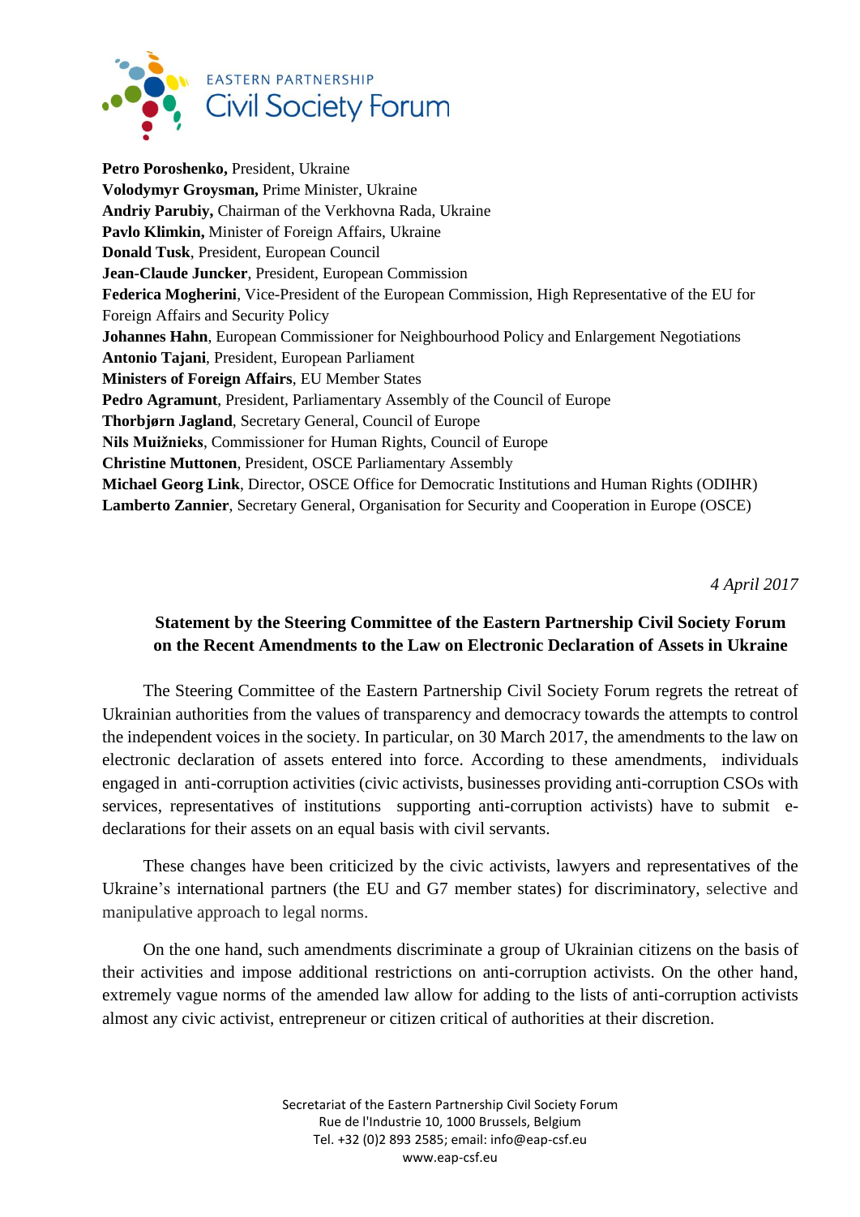EASTERN PARTNERSHIP
Civil Society Forum

**Petro Poroshenko,** President, Ukraine
**Volodymyr Groysman,** Prime Minister, Ukraine
**Andriy Parubiy,** Chairman of the Verkhovna Rada, Ukraine
**Pavlo Klimkin,** Minister of Foreign Affairs, Ukraine
**Donald Tusk**, President, European Council
**Jean-Claude Juncker**, President, European Commission
**Federica Mogherini**, Vice-President of the European Commission, High Representative of the EU for Foreign Affairs and Security Policy
**Johannes Hahn**, European Commissioner for Neighbourhood Policy and Enlargement Negotiations
**Antonio Tajani**, President, European Parliament
**Ministers of Foreign Affairs**, EU Member States
**Pedro Agramunt**, President, Parliamentary Assembly of the Council of Europe
**Thorbjørn Jagland**, Secretary General, Council of Europe
**Nils Muižnieks**, Commissioner for Human Rights, Council of Europe
**Christine Muttonen**, President, OSCE Parliamentary Assembly
**Michael Georg Link**, Director, OSCE Office for Democratic Institutions and Human Rights (ODIHR)
**Lamberto Zannier**, Secretary General, Organisation for Security and Cooperation in Europe (OSCE)

*4 April 2017*

**Statement by the Steering Committee of the Eastern Partnership Civil Society Forum on the Recent Amendments to the Law on Electronic Declaration of Assets in Ukraine**

The Steering Committee of the Eastern Partnership Civil Society Forum regrets the retreat of Ukrainian authorities from the values of transparency and democracy towards the attempts to control the independent voices in the society. In particular, on 30 March 2017, the amendments to the law on electronic declaration of assets entered into force. According to these amendments, individuals engaged in anti-corruption activities (civic activists, businesses providing anti-corruption CSOs with services, representatives of institutions supporting anti-corruption activists) have to submit e-declarations for their assets on an equal basis with civil servants.

These changes have been criticized by the civic activists, lawyers and representatives of the Ukraine's international partners (the EU and G7 member states) for discriminatory, selective and manipulative approach to legal norms.

On the one hand, such amendments discriminate a group of Ukrainian citizens on the basis of their activities and impose additional restrictions on anti-corruption activists. On the other hand, extremely vague norms of the amended law allow for adding to the lists of anti-corruption activists almost any civic activist, entrepreneur or citizen critical of authorities at their discretion.

Secretariat of the Eastern Partnership Civil Society Forum
Rue de l'Industrie 10, 1000 Brussels, Belgium
Tel. +32 (0)2 893 2585; email: info@eap-csf.eu
www.eap-csf.eu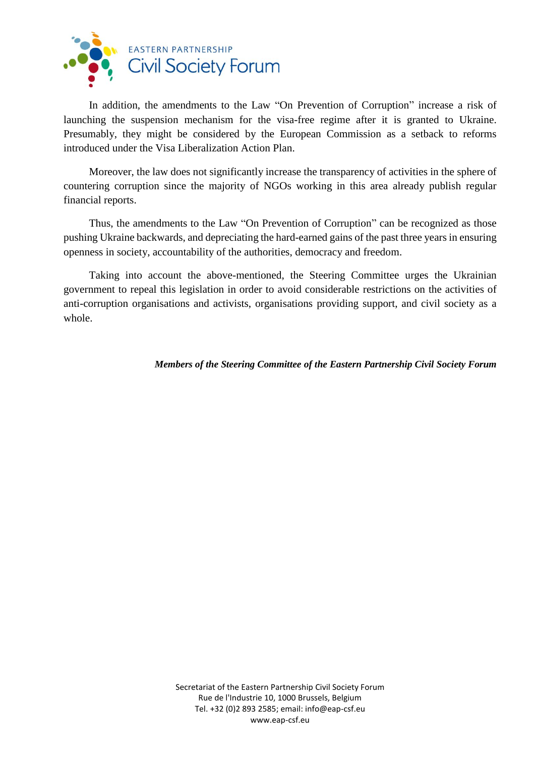In addition, the amendments to the Law "On Prevention of Corruption" increase a risk of launching the suspension mechanism for the visa-free regime after it is granted to Ukraine. Presumably, they might be considered by the European Commission as a setback to reforms introduced under the Visa Liberalization Action Plan.

Moreover, the law does not significantly increase the transparency of activities in the sphere of countering corruption since the majority of NGOs working in this area already publish regular financial reports.

Thus, the amendments to the Law "On Prevention of Corruption" can be recognized as those pushing Ukraine backwards, and depreciating the hard-earned gains of the past three years in ensuring openness in society, accountability of the authorities, democracy and freedom.

Taking into account the above-mentioned, the Steering Committee urges the Ukrainian government to repeal this legislation in order to avoid considerable restrictions on the activities of anti-corruption organisations and activists, organisations providing support, and civil society as a whole.

***Members of the Steering Committee of the Eastern Partnership Civil Society Forum***

Secretariat of the Eastern Partnership Civil Society Forum
Rue de l'Industrie 10, 1000 Brussels, Belgium
Tel. +32 (0)2 893 2585; email: info@eap-csf.eu
www.eap-csf.eu